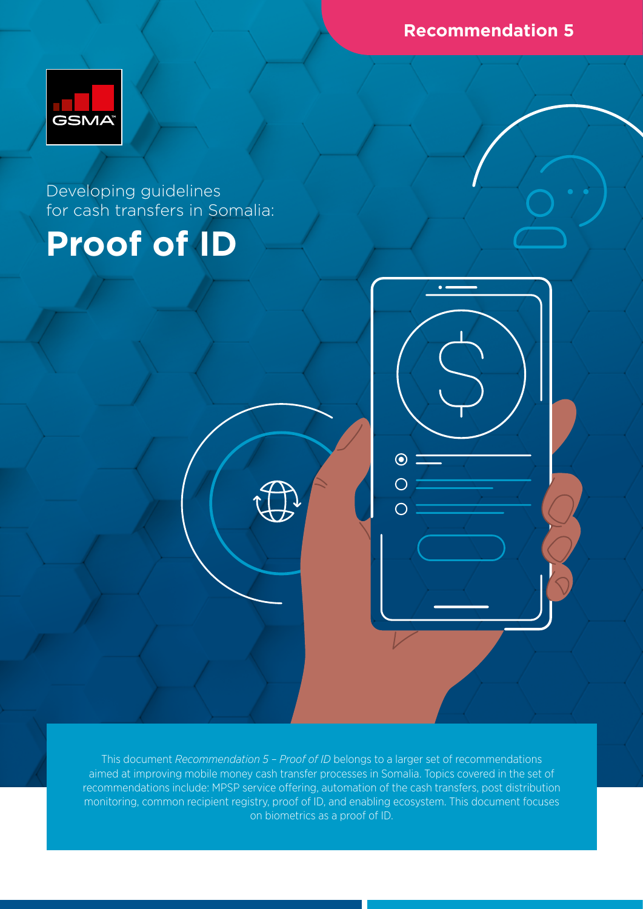Recommendation 5

Developing guidelines for cash transfers in Somalia:

# Proof of ID

This document *Recommendation 5 – Proof of ID* belongs to a larger set of recommendations aimed at improving mobile money cash transfer processes in Somalia. Topics covered in the set of recommendations include: MPSP service offering, automation of the cash transfers, post distribution monitoring, common recipient registry, proof of ID, and enabling ecosystem. This document focuses on biometrics as a proof of ID.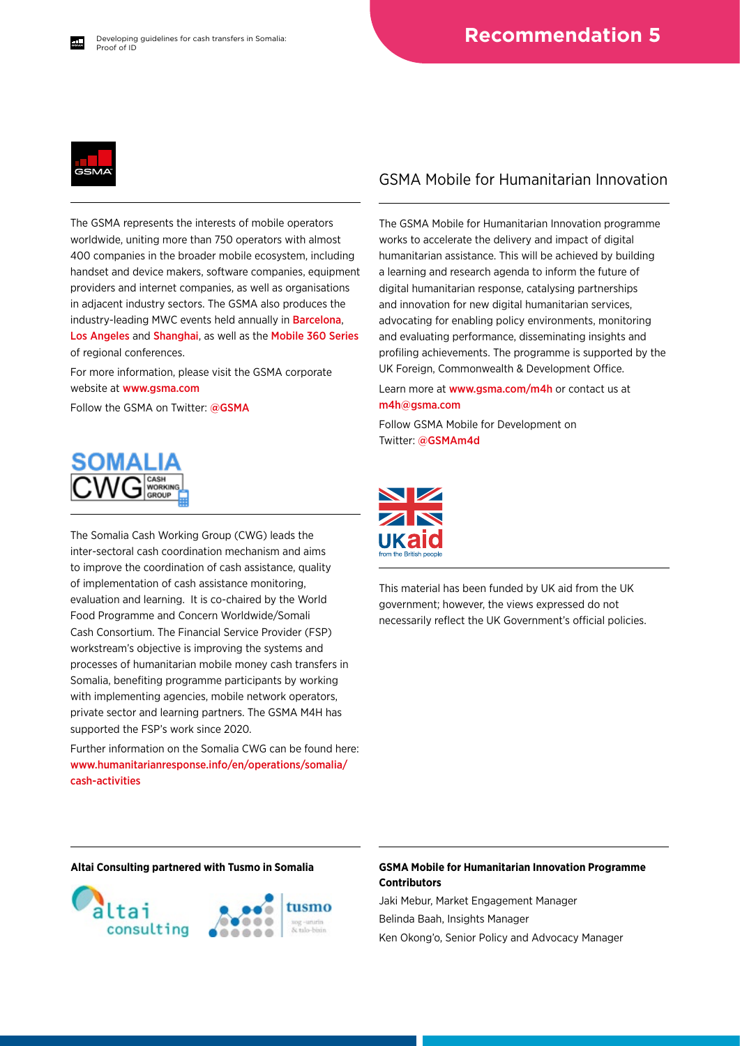The GSMA represents the interests of mobile operators worldwide, uniting more than 750 operators with almost 400 companies in the broader mobile ecosystem, including handset and device makers, software companies, equipment providers and internet companies, as well as organisations in adjacent industry sectors. The GSMA also produces the industry-leading MWC events held annually in Barcelona, Los Angeles and Shanghai, as well as the Mobile 360 Series of regional conferences.

For more information, please visit the GSMA corporate website at www.gsma.com

Follow the GSMA on Twitter: @GSMA

The Somalia Cash Working Group (CWG) leads the inter-sectoral cash coordination mechanism and aims to improve the coordination of cash assistance, quality of implementation of cash assistance monitoring, evaluation and learning. It is co-chaired by the World Food Programme and Concern Worldwide/Somali Cash Consortium. The Financial Service Provider (FSP) workstream's objective is improving the systems and processes of humanitarian mobile money cash transfers in Somalia, benefiting programme participants by working with implementing agencies, mobile network operators, private sector and learning partners. The GSMA M4H has supported the FSP's work since 2020.

Further information on the Somalia CWG can be found here: www.humanitarianresponse.info/en/operations/somalia/cash-activities

## GSMA Mobile for Humanitarian Innovation

The GSMA Mobile for Humanitarian Innovation programme works to accelerate the delivery and impact of digital humanitarian assistance. This will be achieved by building a learning and research agenda to inform the future of digital humanitarian response, catalysing partnerships and innovation for new digital humanitarian services, advocating for enabling policy environments, monitoring and evaluating performance, disseminating insights and profiling achievements. The programme is supported by the UK Foreign, Commonwealth & Development Office.

Learn more at www.gsma.com/m4h or contact us at m4h@gsma.com

Follow GSMA Mobile for Development on Twitter: @GSMAm4d

This material has been funded by UK aid from the UK government; however, the views expressed do not necessarily reflect the UK Government's official policies.

**Altai Consulting partnered with Tusmo in Somalia**

**GSMA Mobile for Humanitarian Innovation Programme Contributors**

Jaki Mebur, Market Engagement Manager

Belinda Baah, Insights Manager

Ken Okong'o, Senior Policy and Advocacy Manager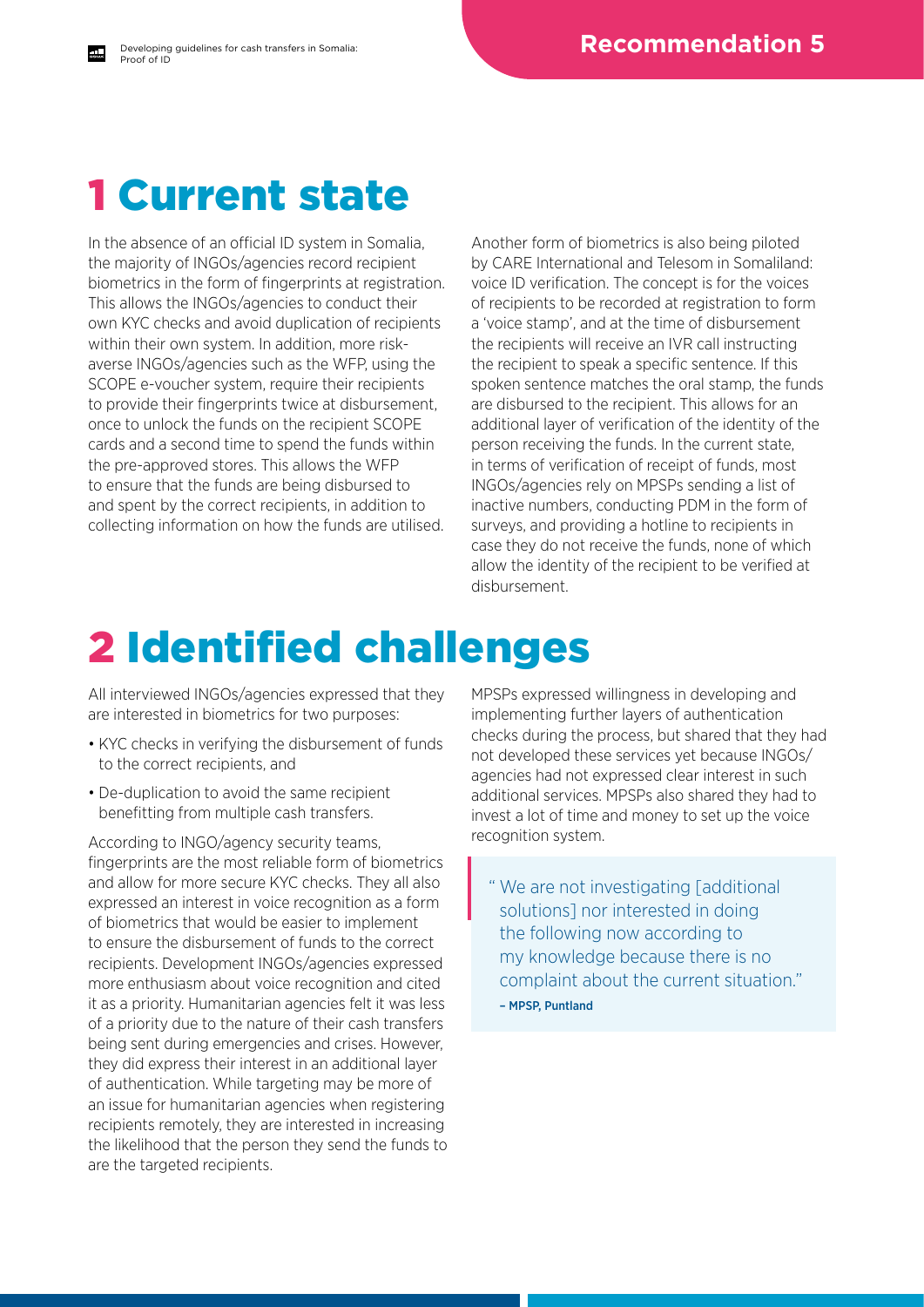# 1 Current state

In the absence of an official ID system in Somalia, the majority of INGOs/agencies record recipient biometrics in the form of fingerprints at registration. This allows the INGOs/agencies to conduct their own KYC checks and avoid duplication of recipients within their own system. In addition, more risk-averse INGOs/agencies such as the WFP, using the SCOPE e-voucher system, require their recipients to provide their fingerprints twice at disbursement, once to unlock the funds on the recipient SCOPE cards and a second time to spend the funds within the pre-approved stores. This allows the WFP to ensure that the funds are being disbursed to and spent by the correct recipients, in addition to collecting information on how the funds are utilised.

Another form of biometrics is also being piloted by CARE International and Telesom in Somaliland: voice ID verification. The concept is for the voices of recipients to be recorded at registration to form a 'voice stamp', and at the time of disbursement the recipients will receive an IVR call instructing the recipient to speak a specific sentence. If this spoken sentence matches the oral stamp, the funds are disbursed to the recipient. This allows for an additional layer of verification of the identity of the person receiving the funds. In the current state, in terms of verification of receipt of funds, most INGOs/agencies rely on MPSPs sending a list of inactive numbers, conducting PDM in the form of surveys, and providing a hotline to recipients in case they do not receive the funds, none of which allow the identity of the recipient to be verified at disbursement.

# 2 Identified challenges

All interviewed INGOs/agencies expressed that they are interested in biometrics for two purposes:

- KYC checks in verifying the disbursement of funds to the correct recipients, and
- De-duplication to avoid the same recipient benefitting from multiple cash transfers.

According to INGO/agency security teams, fingerprints are the most reliable form of biometrics and allow for more secure KYC checks. They all also expressed an interest in voice recognition as a form of biometrics that would be easier to implement to ensure the disbursement of funds to the correct recipients. Development INGOs/agencies expressed more enthusiasm about voice recognition and cited it as a priority. Humanitarian agencies felt it was less of a priority due to the nature of their cash transfers being sent during emergencies and crises. However, they did express their interest in an additional layer of authentication. While targeting may be more of an issue for humanitarian agencies when registering recipients remotely, they are interested in increasing the likelihood that the person they send the funds to are the targeted recipients.

MPSPs expressed willingness in developing and implementing further layers of authentication checks during the process, but shared that they had not developed these services yet because INGOs/agencies had not expressed clear interest in such additional services. MPSPs also shared they had to invest a lot of time and money to set up the voice recognition system.

> "We are not investigating [additional solutions] nor interested in doing the following now according to my knowledge because there is no complaint about the current situation."
>
> – MPSP, Puntland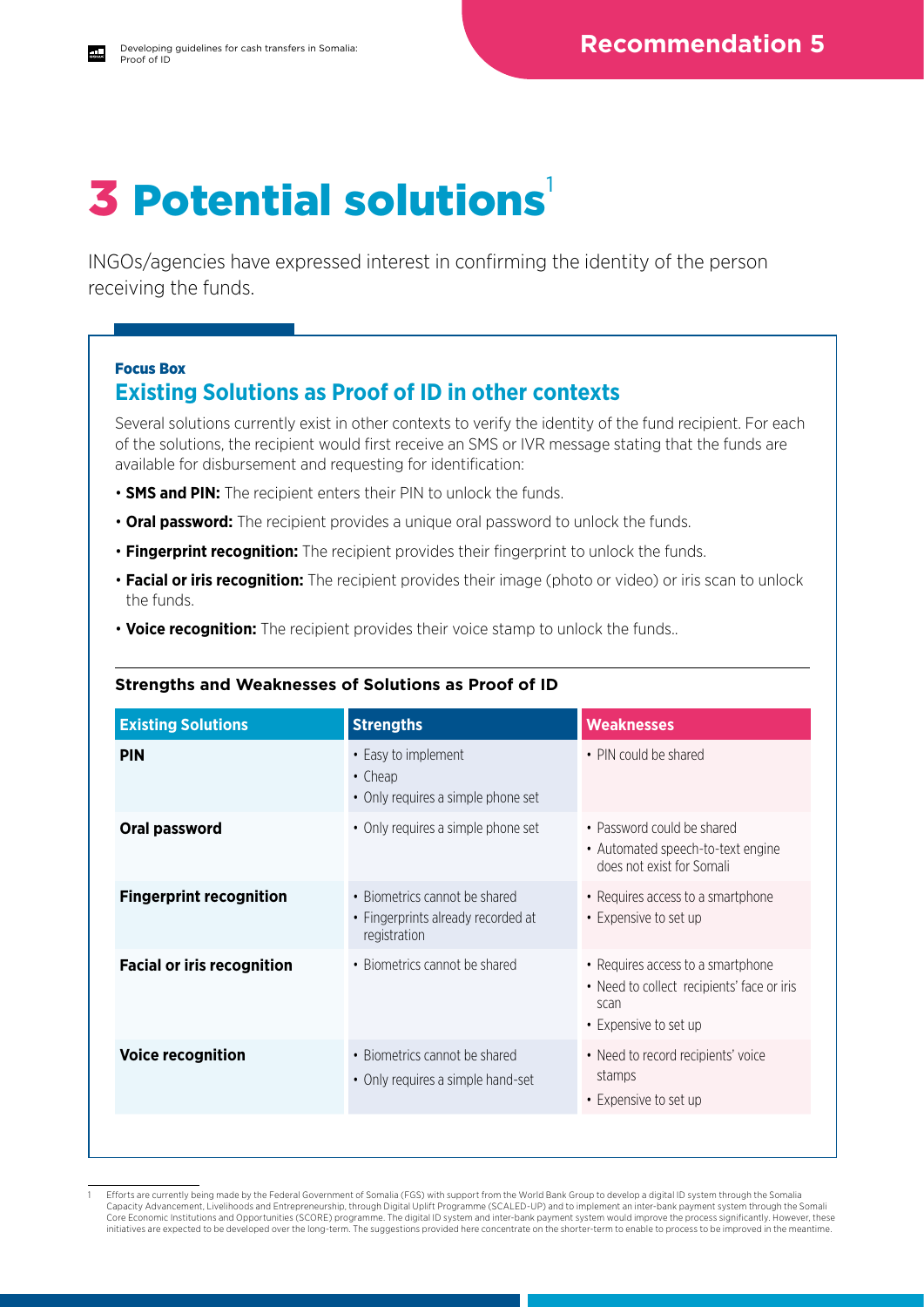# 3 Potential solutions[1]

INGOs/agencies have expressed interest in confirming the identity of the person receiving the funds.

### Focus Box

## Existing Solutions as Proof of ID in other contexts

Several solutions currently exist in other contexts to verify the identity of the fund recipient. For each of the solutions, the recipient would first receive an SMS or IVR message stating that the funds are available for disbursement and requesting for identification:

- **SMS and PIN:** The recipient enters their PIN to unlock the funds.
- **Oral password:** The recipient provides a unique oral password to unlock the funds.
- **Fingerprint recognition:** The recipient provides their fingerprint to unlock the funds.
- **Facial or iris recognition:** The recipient provides their image (photo or video) or iris scan to unlock the funds.
- **Voice recognition:** The recipient provides their voice stamp to unlock the funds..

**Strengths and Weaknesses of Solutions as Proof of ID**

| Existing Solutions | Strengths | Weaknesses |
| --- | --- | --- |
| **PIN** | • Easy to implement<br>• Cheap<br>• Only requires a simple phone set | • PIN could be shared |
| **Oral password** | • Only requires a simple phone set | • Password could be shared<br>• Automated speech-to-text engine does not exist for Somali |
| **Fingerprint recognition** | • Biometrics cannot be shared<br>• Fingerprints already recorded at registration | • Requires access to a smartphone<br>• Expensive to set up |
| **Facial or iris recognition** | • Biometrics cannot be shared | • Requires access to a smartphone<br>• Need to collect recipients' face or iris scan<br>• Expensive to set up |
| **Voice recognition** | • Biometrics cannot be shared<br>• Only requires a simple hand-set | • Need to record recipients' voice stamps<br>• Expensive to set up |

[1] Efforts are currently being made by the Federal Government of Somalia (FGS) with support from the World Bank Group to develop a digital ID system through the Somalia Capacity Advancement, Livelihoods and Entrepreneurship, through Digital Uplift Programme (SCALED-UP) and to implement an inter-bank payment system through the Somali Core Economic Institutions and Opportunities (SCORE) programme. The digital ID system and inter-bank payment system would improve the process significantly. However, these initiatives are expected to be developed over the long-term. The suggestions provided here concentrate on the shorter-term to enable to process to be improved in the meantime.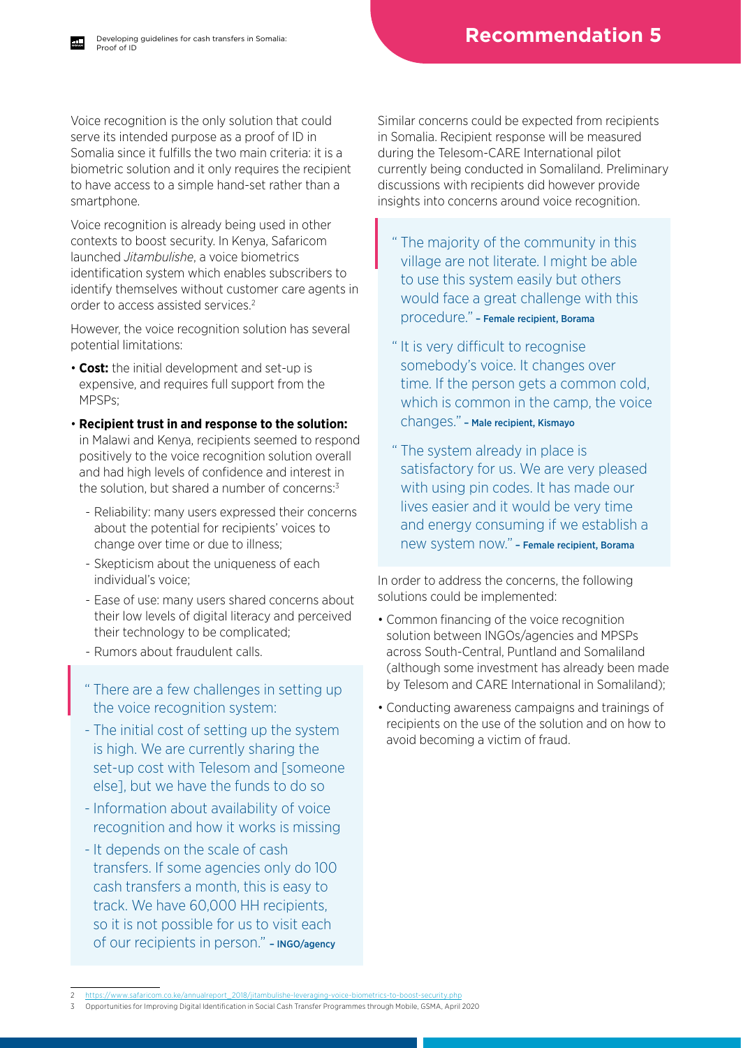## Recommendation 5

Voice recognition is the only solution that could serve its intended purpose as a proof of ID in Somalia since it fulfills the two main criteria: it is a biometric solution and it only requires the recipient to have access to a simple hand-set rather than a smartphone.

Voice recognition is already being used in other contexts to boost security. In Kenya, Safaricom launched *Jitambulishe*, a voice biometrics identification system which enables subscribers to identify themselves without customer care agents in order to access assisted services.[2]

However, the voice recognition solution has several potential limitations:

- **Cost:** the initial development and set-up is expensive, and requires full support from the MPSPs;
- **Recipient trust in and response to the solution:** in Malawi and Kenya, recipients seemed to respond positively to the voice recognition solution overall and had high levels of confidence and interest in the solution, but shared a number of concerns:[3]
  - Reliability: many users expressed their concerns about the potential for recipients' voices to change over time or due to illness;
  - Skepticism about the uniqueness of each individual's voice;
  - Ease of use: many users shared concerns about their low levels of digital literacy and perceived their technology to be complicated;
  - Rumors about fraudulent calls.

> " There are a few challenges in setting up the voice recognition system:
> - The initial cost of setting up the system is high. We are currently sharing the set-up cost with Telesom and [someone else], but we have the funds to do so
> - Information about availability of voice recognition and how it works is missing
> - It depends on the scale of cash transfers. If some agencies only do 100 cash transfers a month, this is easy to track. We have 60,000 HH recipients, so it is not possible for us to visit each of our recipients in person." **– INGO/agency**

Similar concerns could be expected from recipients in Somalia. Recipient response will be measured during the Telesom-CARE International pilot currently being conducted in Somaliland. Preliminary discussions with recipients did however provide insights into concerns around voice recognition.

> " The majority of the community in this village are not literate. I might be able to use this system easily but others would face a great challenge with this procedure." **– Female recipient, Borama**

> " It is very difficult to recognise somebody's voice. It changes over time. If the person gets a common cold, which is common in the camp, the voice changes." **– Male recipient, Kismayo**

> " The system already in place is satisfactory for us. We are very pleased with using pin codes. It has made our lives easier and it would be very time and energy consuming if we establish a new system now." **– Female recipient, Borama**

In order to address the concerns, the following solutions could be implemented:

- Common financing of the voice recognition solution between INGOs/agencies and MPSPs across South-Central, Puntland and Somaliland (although some investment has already been made by Telesom and CARE International in Somaliland);
- Conducting awareness campaigns and trainings of recipients on the use of the solution and on how to avoid becoming a victim of fraud.

---

2 https://www.safaricom.co.ke/annualreport_2018/jitambulishe-leveraging-voice-biometrics-to-boost-security.php

3 Opportunities for Improving Digital Identification in Social Cash Transfer Programmes through Mobile, GSMA, April 2020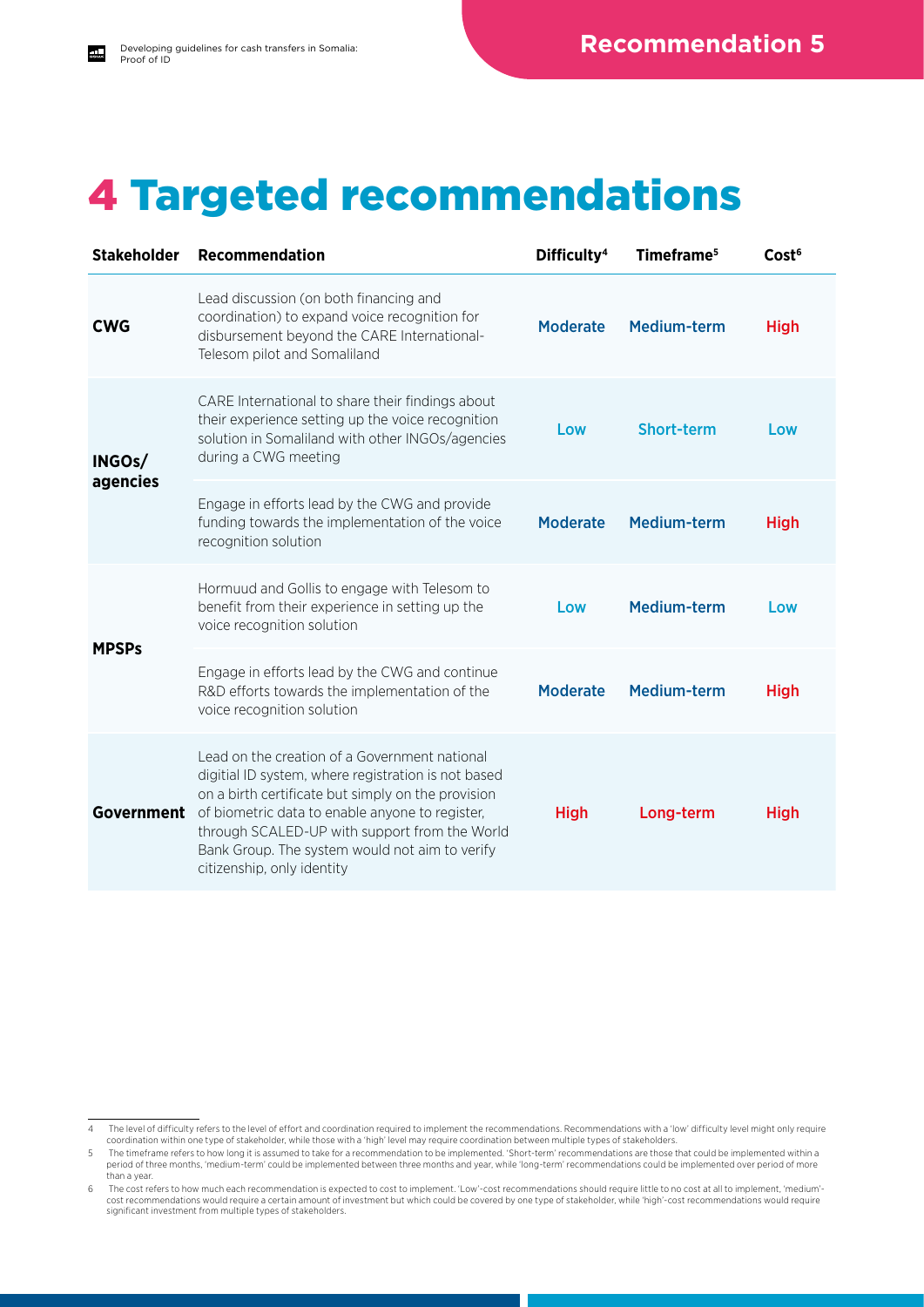# 4 Targeted recommendations

| Stakeholder | Recommendation | Difficulty[4] | Timeframe[5] | Cost[6] |
|---|---|---|---|---|
| CWG | Lead discussion (on both financing and coordination) to expand voice recognition for disbursement beyond the CARE International-Telesom pilot and Somaliland | Moderate | Medium-term | High |
| INGOs/ agencies | CARE International to share their findings about their experience setting up the voice recognition solution in Somaliland with other INGOs/agencies during a CWG meeting | Low | Short-term | Low |
| | Engage in efforts lead by the CWG and provide funding towards the implementation of the voice recognition solution | Moderate | Medium-term | High |
| MPSPs | Hormuud and Gollis to engage with Telesom to benefit from their experience in setting up the voice recognition solution | Low | Medium-term | Low |
| | Engage in efforts lead by the CWG and continue R&D efforts towards the implementation of the voice recognition solution | Moderate | Medium-term | High |
| Government | Lead on the creation of a Government national digitial ID system, where registration is not based on a birth certificate but simply on the provision of biometric data to enable anyone to register, through SCALED-UP with support from the World Bank Group. The system would not aim to verify citizenship, only identity | High | Long-term | High |

4 The level of difficulty refers to the level of effort and coordination required to implement the recommendations. Recommendations with a 'low' difficulty level might only require coordination within one type of stakeholder, while those with a 'high' level may require coordination between multiple types of stakeholders.

5 The timeframe refers to how long it is assumed to take for a recommendation to be implemented. 'Short-term' recommendations are those that could be implemented within a period of three months, 'medium-term' could be implemented between three months and year, while 'long-term' recommendations could be implemented over period of more than a year.

6 The cost refers to how much each recommendation is expected to cost to implement. 'Low'-cost recommendations should require little to no cost at all to implement, 'medium'-cost recommendations would require a certain amount of investment but which could be covered by one type of stakeholder, while 'high'-cost recommendations would require significant investment from multiple types of stakeholders.